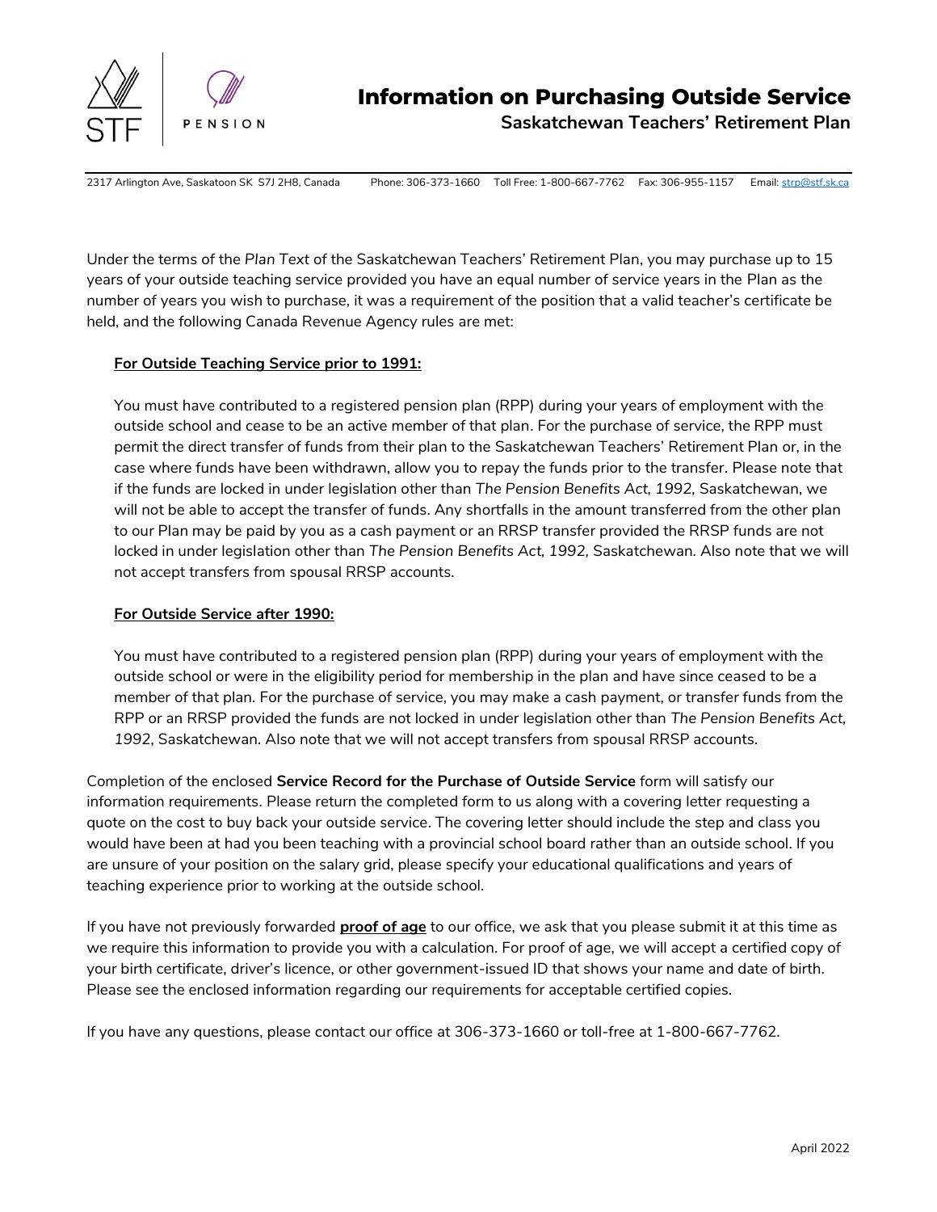# Information on Purchasing Outside Service

## Saskatchewan Teachers' Retirement Plan

2317 Arlington Ave, Saskatoon SK S7J 2H8, Canada Phone: 306-373-1660 Toll Free: 1-800-667-7762 Fax: 306-955-1157 Email: strp@stf.sk.ca

Under the terms of the *Plan Text* of the Saskatchewan Teachers' Retirement Plan, you may purchase up to 15 years of your outside teaching service provided you have an equal number of service years in the Plan as the number of years you wish to purchase, it was a requirement of the position that a valid teacher's certificate be held, and the following Canada Revenue Agency rules are met:

**For Outside Teaching Service prior to 1991:**

You must have contributed to a registered pension plan (RPP) during your years of employment with the outside school and cease to be an active member of that plan. For the purchase of service, the RPP must permit the direct transfer of funds from their plan to the Saskatchewan Teachers' Retirement Plan or, in the case where funds have been withdrawn, allow you to repay the funds prior to the transfer. Please note that if the funds are locked in under legislation other than *The Pension Benefits Act, 1992*, Saskatchewan, we will not be able to accept the transfer of funds. Any shortfalls in the amount transferred from the other plan to our Plan may be paid by you as a cash payment or an RRSP transfer provided the RRSP funds are not locked in under legislation other than *The Pension Benefits Act, 1992*, Saskatchewan. Also note that we will not accept transfers from spousal RRSP accounts.

**For Outside Service after 1990:**

You must have contributed to a registered pension plan (RPP) during your years of employment with the outside school or were in the eligibility period for membership in the plan and have since ceased to be a member of that plan. For the purchase of service, you may make a cash payment, or transfer funds from the RPP or an RRSP provided the funds are not locked in under legislation other than *The Pension Benefits Act, 1992*, Saskatchewan. Also note that we will not accept transfers from spousal RRSP accounts.

Completion of the enclosed **Service Record for the Purchase of Outside Service** form will satisfy our information requirements. Please return the completed form to us along with a covering letter requesting a quote on the cost to buy back your outside service. The covering letter should include the step and class you would have been at had you been teaching with a provincial school board rather than an outside school. If you are unsure of your position on the salary grid, please specify your educational qualifications and years of teaching experience prior to working at the outside school.

If you have not previously forwarded **proof of age** to our office, we ask that you please submit it at this time as we require this information to provide you with a calculation. For proof of age, we will accept a certified copy of your birth certificate, driver's licence, or other government-issued ID that shows your name and date of birth. Please see the enclosed information regarding our requirements for acceptable certified copies.

If you have any questions, please contact our office at 306-373-1660 or toll-free at 1-800-667-7762.

April 2022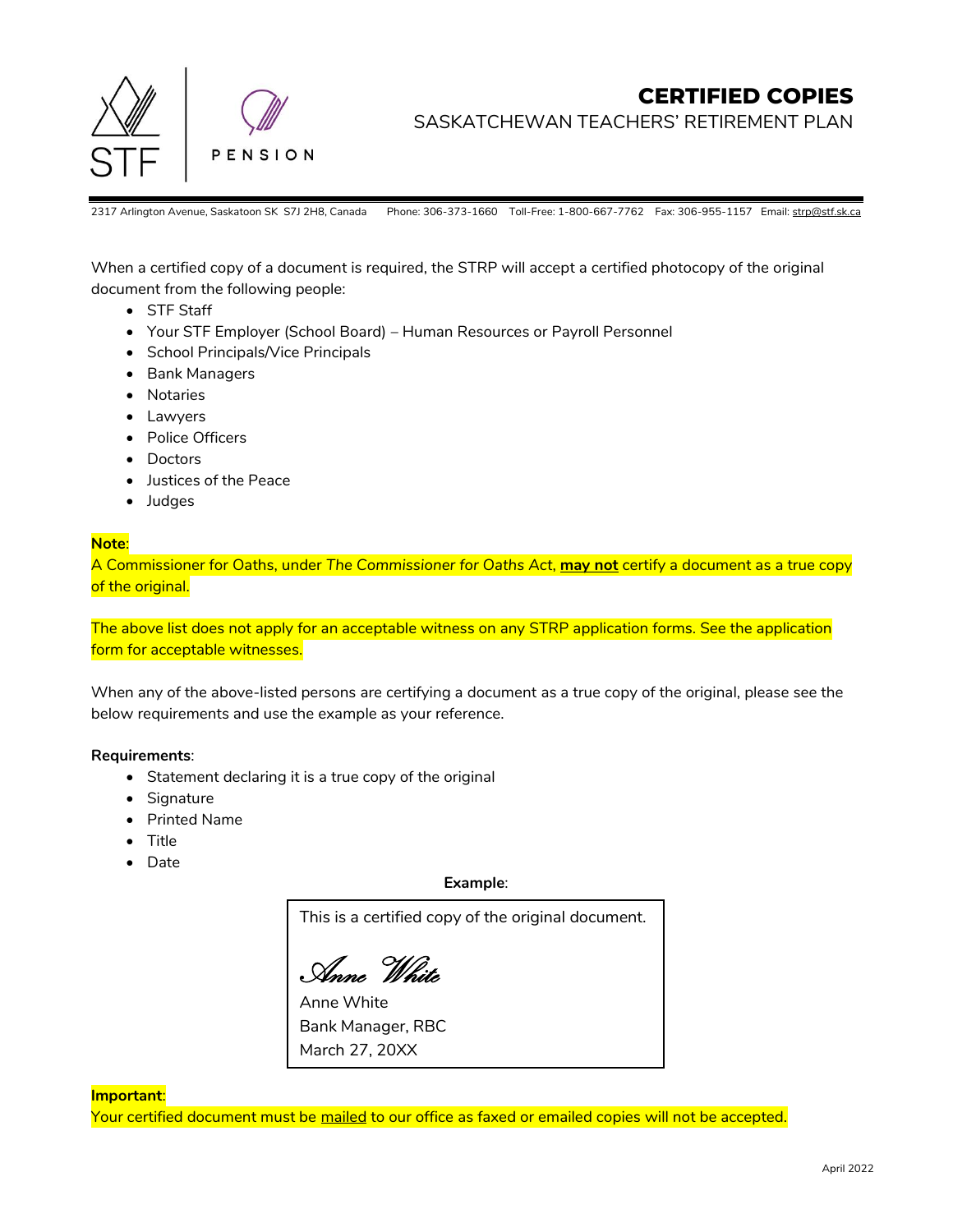# CERTIFIED COPIES

## SASKATCHEWAN TEACHERS' RETIREMENT PLAN

2317 Arlington Avenue, Saskatoon SK S7J 2H8, Canada Phone: 306-373-1660 Toll-Free: 1-800-667-7762 Fax: 306-955-1157 Email: strp@stf.sk.ca

When a certified copy of a document is required, the STRP will accept a certified photocopy of the original document from the following people:

- STF Staff
- Your STF Employer (School Board) – Human Resources or Payroll Personnel
- School Principals/Vice Principals
- Bank Managers
- Notaries
- Lawyers
- Police Officers
- Doctors
- Justices of the Peace
- Judges

**Note**:
A Commissioner for Oaths, under *The Commissioner for Oaths Act*, **may not** certify a document as a true copy of the original.

The above list does not apply for an acceptable witness on any STRP application forms. See the application form for acceptable witnesses.

When any of the above-listed persons are certifying a document as a true copy of the original, please see the below requirements and use the example as your reference.

**Requirements**:

- Statement declaring it is a true copy of the original
- Signature
- Printed Name
- Title
- Date

**Example**:

> This is a certified copy of the original document.
>
> *Anne White*
>
> Anne White
> Bank Manager, RBC
> March 27, 20XX

**Important**:
Your certified document must be mailed to our office as faxed or emailed copies will not be accepted.

April 2022